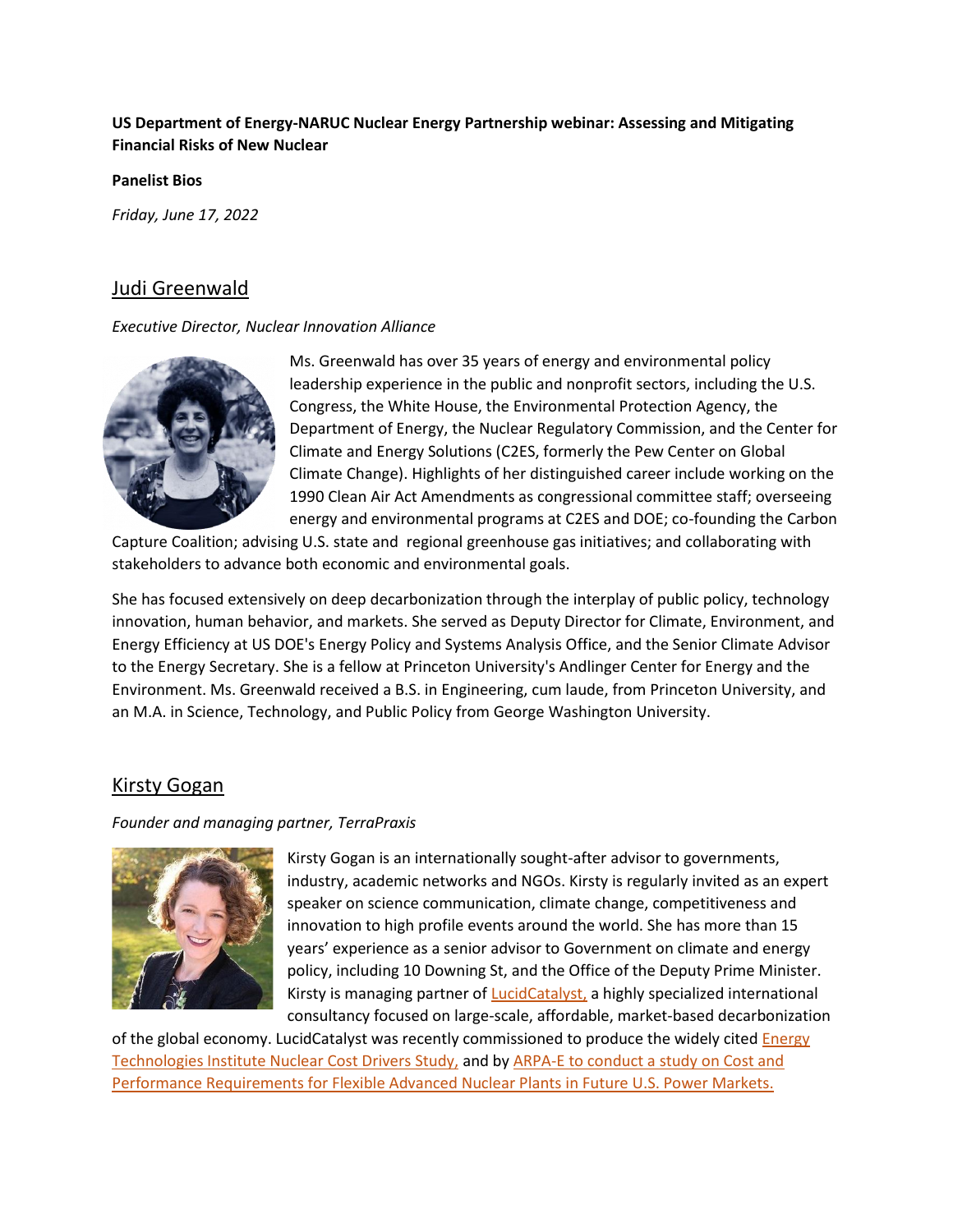**US Department of Energy-NARUC Nuclear Energy Partnership webinar: Assessing and Mitigating Financial Risks of New Nuclear**

**Panelist Bios**

*Friday, June 17, 2022*

## Judi Greenwald

*Executive Director, Nuclear Innovation Alliance*

Ms. Greenwald has over 35 years of energy and environmental policy leadership experience in the public and nonprofit sectors, including the U.S. Congress, the White House, the Environmental Protection Agency, the Department of Energy, the Nuclear Regulatory Commission, and the Center for Climate and Energy Solutions (C2ES, formerly the Pew Center on Global Climate Change). Highlights of her distinguished career include working on the 1990 Clean Air Act Amendments as congressional committee staff; overseeing energy and environmental programs at C2ES and DOE; co-founding the Carbon Capture Coalition; advising U.S. state and regional greenhouse gas initiatives; and collaborating with stakeholders to advance both economic and environmental goals.

She has focused extensively on deep decarbonization through the interplay of public policy, technology innovation, human behavior, and markets. She served as Deputy Director for Climate, Environment, and Energy Efficiency at US DOE's Energy Policy and Systems Analysis Office, and the Senior Climate Advisor to the Energy Secretary. She is a fellow at Princeton University's Andlinger Center for Energy and the Environment. Ms. Greenwald received a B.S. in Engineering, cum laude, from Princeton University, and an M.A. in Science, Technology, and Public Policy from George Washington University.

## Kirsty Gogan

*Founder and managing partner, TerraPraxis*

Kirsty Gogan is an internationally sought-after advisor to governments, industry, academic networks and NGOs. Kirsty is regularly invited as an expert speaker on science communication, climate change, competitiveness and innovation to high profile events around the world. She has more than 15 years' experience as a senior advisor to Government on climate and energy policy, including 10 Downing St, and the Office of the Deputy Prime Minister. Kirsty is managing partner of LucidCatalyst, a highly specialized international consultancy focused on large-scale, affordable, market-based decarbonization of the global economy. LucidCatalyst was recently commissioned to produce the widely cited Energy Technologies Institute Nuclear Cost Drivers Study, and by ARPA-E to conduct a study on Cost and Performance Requirements for Flexible Advanced Nuclear Plants in Future U.S. Power Markets.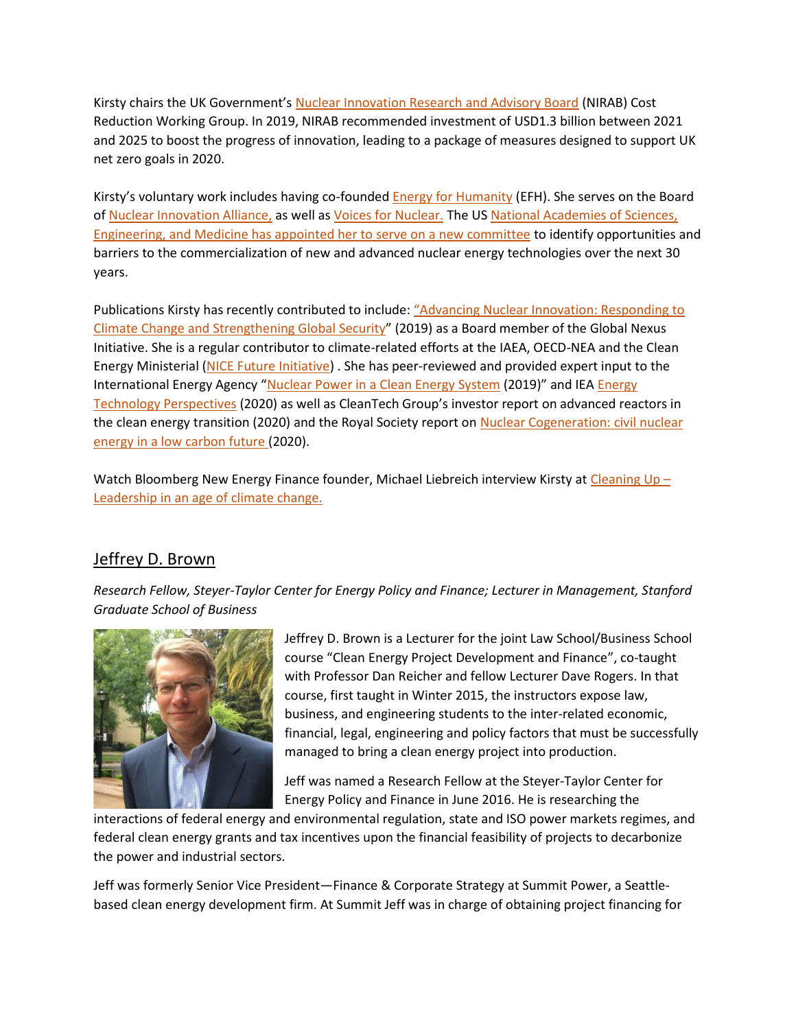Kirsty chairs the UK Government's Nuclear Innovation Research and Advisory Board (NIRAB) Cost Reduction Working Group. In 2019, NIRAB recommended investment of USD1.3 billion between 2021 and 2025 to boost the progress of innovation, leading to a package of measures designed to support UK net zero goals in 2020.

Kirsty's voluntary work includes having co-founded Energy for Humanity (EFH). She serves on the Board of Nuclear Innovation Alliance, as well as Voices for Nuclear. The US National Academies of Sciences, Engineering, and Medicine has appointed her to serve on a new committee to identify opportunities and barriers to the commercialization of new and advanced nuclear energy technologies over the next 30 years.

Publications Kirsty has recently contributed to include: "Advancing Nuclear Innovation: Responding to Climate Change and Strengthening Global Security" (2019) as a Board member of the Global Nexus Initiative. She is a regular contributor to climate-related efforts at the IAEA, OECD-NEA and the Clean Energy Ministerial (NICE Future Initiative) . She has peer-reviewed and provided expert input to the International Energy Agency "Nuclear Power in a Clean Energy System (2019)" and IEA Energy Technology Perspectives (2020) as well as CleanTech Group's investor report on advanced reactors in the clean energy transition (2020) and the Royal Society report on Nuclear Cogeneration: civil nuclear energy in a low carbon future (2020).

Watch Bloomberg New Energy Finance founder, Michael Liebreich interview Kirsty at Cleaning Up – Leadership in an age of climate change.

## Jeffrey D. Brown

*Research Fellow, Steyer-Taylor Center for Energy Policy and Finance; Lecturer in Management, Stanford Graduate School of Business*

Jeffrey D. Brown is a Lecturer for the joint Law School/Business School course "Clean Energy Project Development and Finance", co-taught with Professor Dan Reicher and fellow Lecturer Dave Rogers. In that course, first taught in Winter 2015, the instructors expose law, business, and engineering students to the inter-related economic, financial, legal, engineering and policy factors that must be successfully managed to bring a clean energy project into production.

Jeff was named a Research Fellow at the Steyer-Taylor Center for Energy Policy and Finance in June 2016. He is researching the interactions of federal energy and environmental regulation, state and ISO power markets regimes, and federal clean energy grants and tax incentives upon the financial feasibility of projects to decarbonize the power and industrial sectors.

Jeff was formerly Senior Vice President—Finance & Corporate Strategy at Summit Power, a Seattle-based clean energy development firm. At Summit Jeff was in charge of obtaining project financing for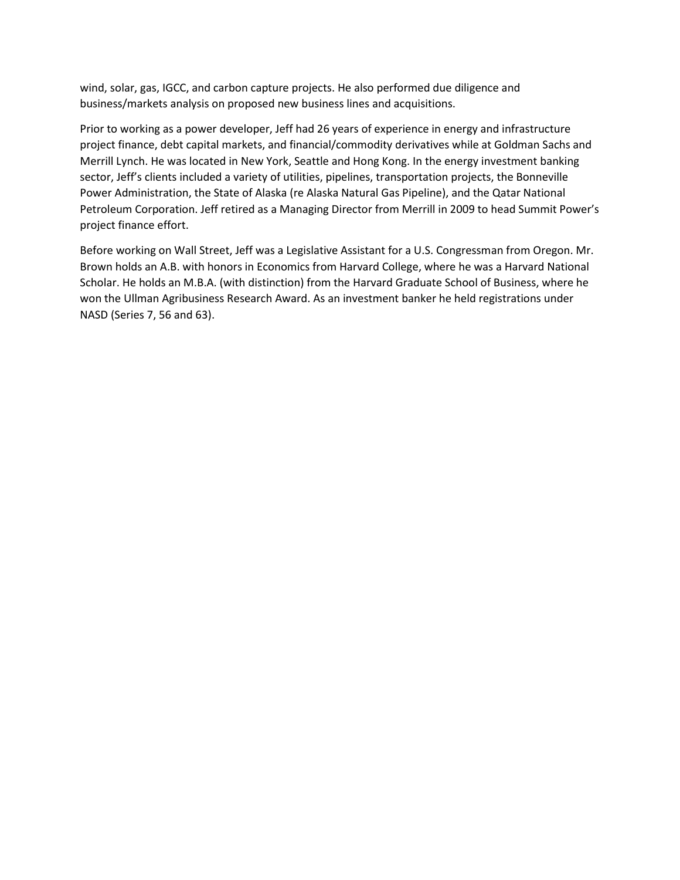wind, solar, gas, IGCC, and carbon capture projects. He also performed due diligence and business/markets analysis on proposed new business lines and acquisitions.

Prior to working as a power developer, Jeff had 26 years of experience in energy and infrastructure project finance, debt capital markets, and financial/commodity derivatives while at Goldman Sachs and Merrill Lynch. He was located in New York, Seattle and Hong Kong. In the energy investment banking sector, Jeff's clients included a variety of utilities, pipelines, transportation projects, the Bonneville Power Administration, the State of Alaska (re Alaska Natural Gas Pipeline), and the Qatar National Petroleum Corporation. Jeff retired as a Managing Director from Merrill in 2009 to head Summit Power's project finance effort.

Before working on Wall Street, Jeff was a Legislative Assistant for a U.S. Congressman from Oregon. Mr. Brown holds an A.B. with honors in Economics from Harvard College, where he was a Harvard National Scholar. He holds an M.B.A. (with distinction) from the Harvard Graduate School of Business, where he won the Ullman Agribusiness Research Award. As an investment banker he held registrations under NASD (Series 7, 56 and 63).